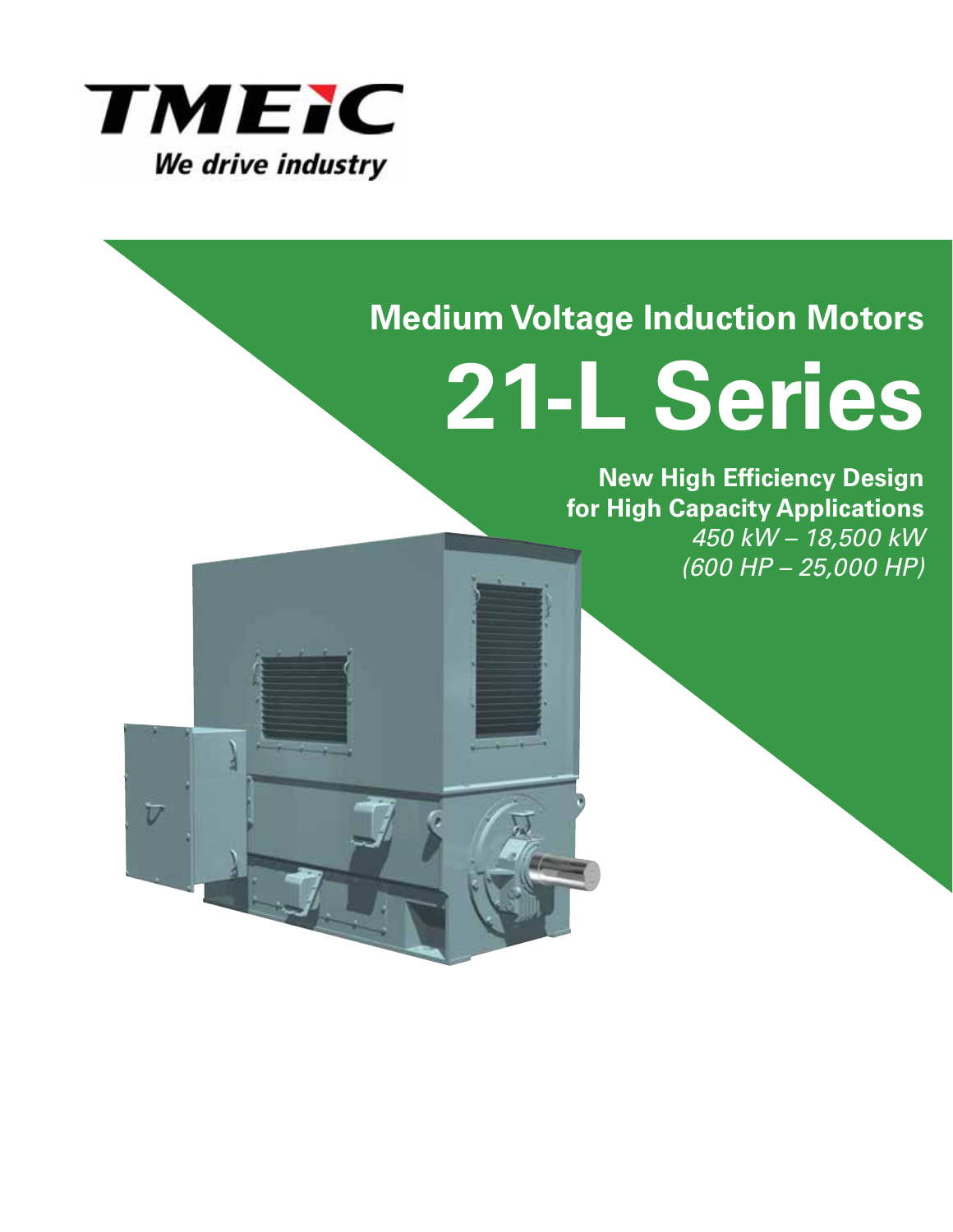TMEIC

*We drive industry*

## Medium Voltage Induction Motors

# 21-L Series

**New High Efficiency Design for High Capacity Applications**

*450 kW – 18,500 kW*

*(600 HP – 25,000 HP)*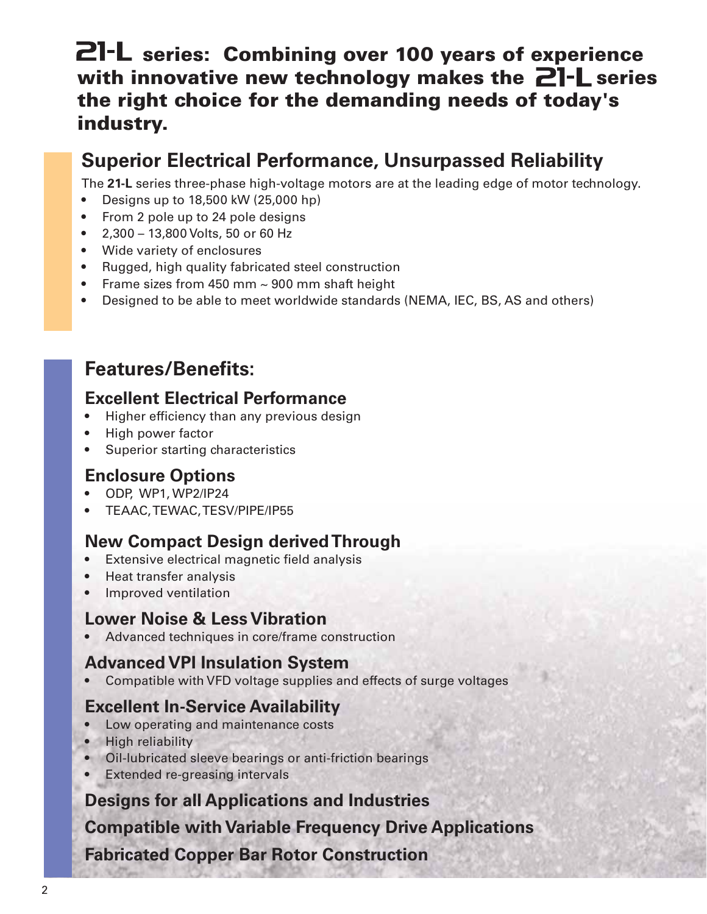# 21-L series: Combining over 100 years of experience with innovative new technology makes the 21-L series the right choice for the demanding needs of today's industry.

## Superior Electrical Performance, Unsurpassed Reliability

The **21-L** series three-phase high-voltage motors are at the leading edge of motor technology.

- Designs up to 18,500 kW (25,000 hp)
- From 2 pole up to 24 pole designs
- 2,300 – 13,800 Volts, 50 or 60 Hz
- Wide variety of enclosures
- Rugged, high quality fabricated steel construction
- Frame sizes from 450 mm ~ 900 mm shaft height
- Designed to be able to meet worldwide standards (NEMA, IEC, BS, AS and others)

## Features/Benefits:

### Excellent Electrical Performance

- Higher efficiency than any previous design
- High power factor
- Superior starting characteristics

### Enclosure Options

- ODP, WP1, WP2/IP24
- TEAAC, TEWAC, TESV/PIPE/IP55

### New Compact Design derived Through

- Extensive electrical magnetic field analysis
- Heat transfer analysis
- Improved ventilation

### Lower Noise & Less Vibration

- Advanced techniques in core/frame construction

### Advanced VPI Insulation System

- Compatible with VFD voltage supplies and effects of surge voltages

### Excellent In-Service Availability

- Low operating and maintenance costs
- High reliability
- Oil-lubricated sleeve bearings or anti-friction bearings
- Extended re-greasing intervals

### Designs for all Applications and Industries

### Compatible with Variable Frequency Drive Applications

### Fabricated Copper Bar Rotor Construction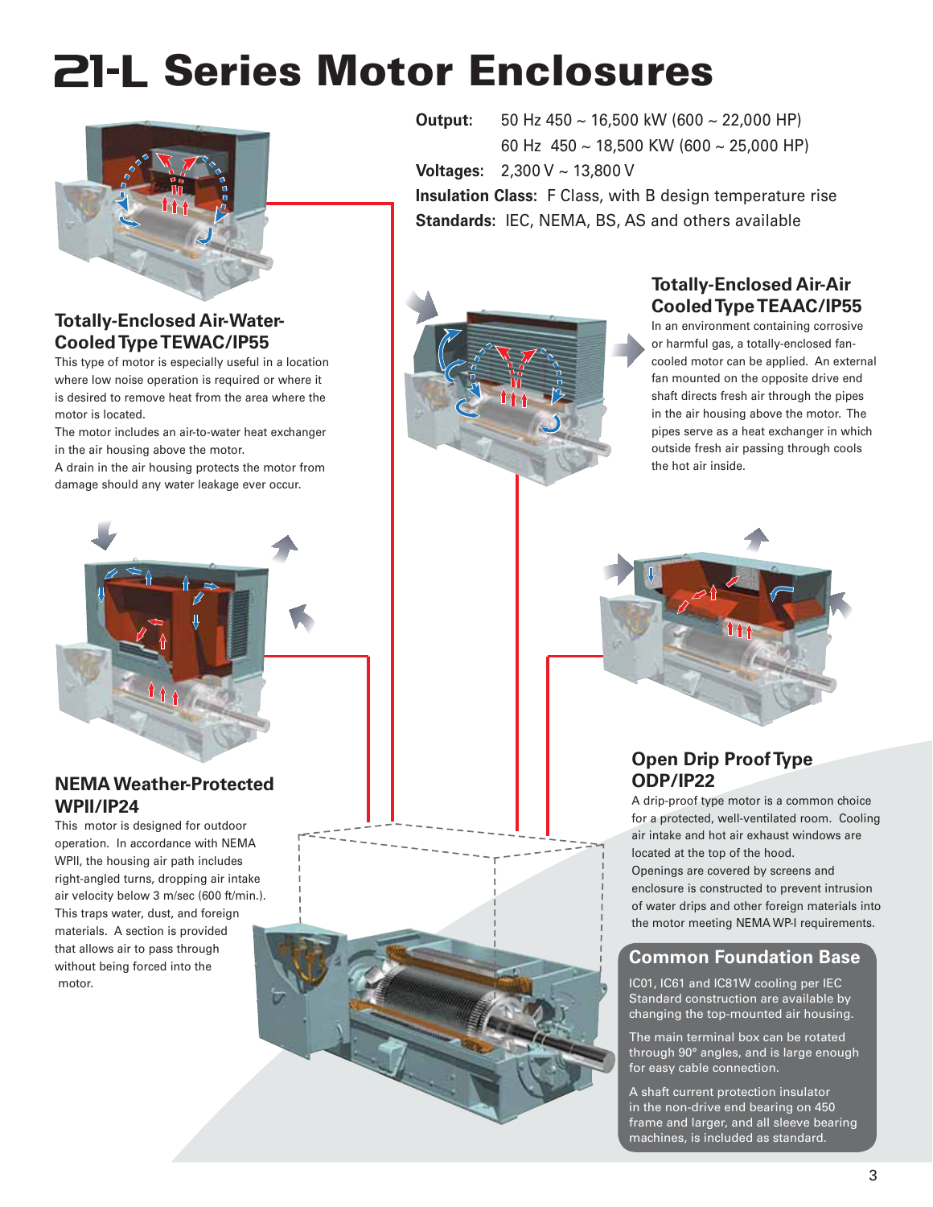# 21-L Series Motor Enclosures

**Output:** 50 Hz 450 ~ 16,500 kW (600 ~ 22,000 HP)
60 Hz 450 ~ 18,500 KW (600 ~ 25,000 HP)

**Voltages:** 2,300 V ~ 13,800 V

**Insulation Class:** F Class, with B design temperature rise

**Standards:** IEC, NEMA, BS, AS and others available

## Totally-Enclosed Air-Water-Cooled Type TEWAC/IP55

This type of motor is especially useful in a location where low noise operation is required or where it is desired to remove heat from the area where the motor is located.

The motor includes an air-to-water heat exchanger in the air housing above the motor.

A drain in the air housing protects the motor from damage should any water leakage ever occur.

## Totally-Enclosed Air-Air Cooled Type TEAAC/IP55

In an environment containing corrosive or harmful gas, a totally-enclosed fan-cooled motor can be applied. An external fan mounted on the opposite drive end shaft directs fresh air through the pipes in the air housing above the motor. The pipes serve as a heat exchanger in which outside fresh air passing through cools the hot air inside.

## NEMA Weather-Protected WPII/IP24

This motor is designed for outdoor operation. In accordance with NEMA WPII, the housing air path includes right-angled turns, dropping air intake air velocity below 3 m/sec (600 ft/min.). This traps water, dust, and foreign materials. A section is provided that allows air to pass through without being forced into the motor.

## Open Drip Proof Type ODP/IP22

A drip-proof type motor is a common choice for a protected, well-ventilated room. Cooling air intake and hot air exhaust windows are located at the top of the hood.

Openings are covered by screens and enclosure is constructed to prevent intrusion of water drips and other foreign materials into the motor meeting NEMA WP-I requirements.

## Common Foundation Base

IC01, IC61 and IC81W cooling per IEC Standard construction are available by changing the top-mounted air housing.

The main terminal box can be rotated through 90° angles, and is large enough for easy cable connection.

A shaft current protection insulator in the non-drive end bearing on 450 frame and larger, and all sleeve bearing machines, is included as standard.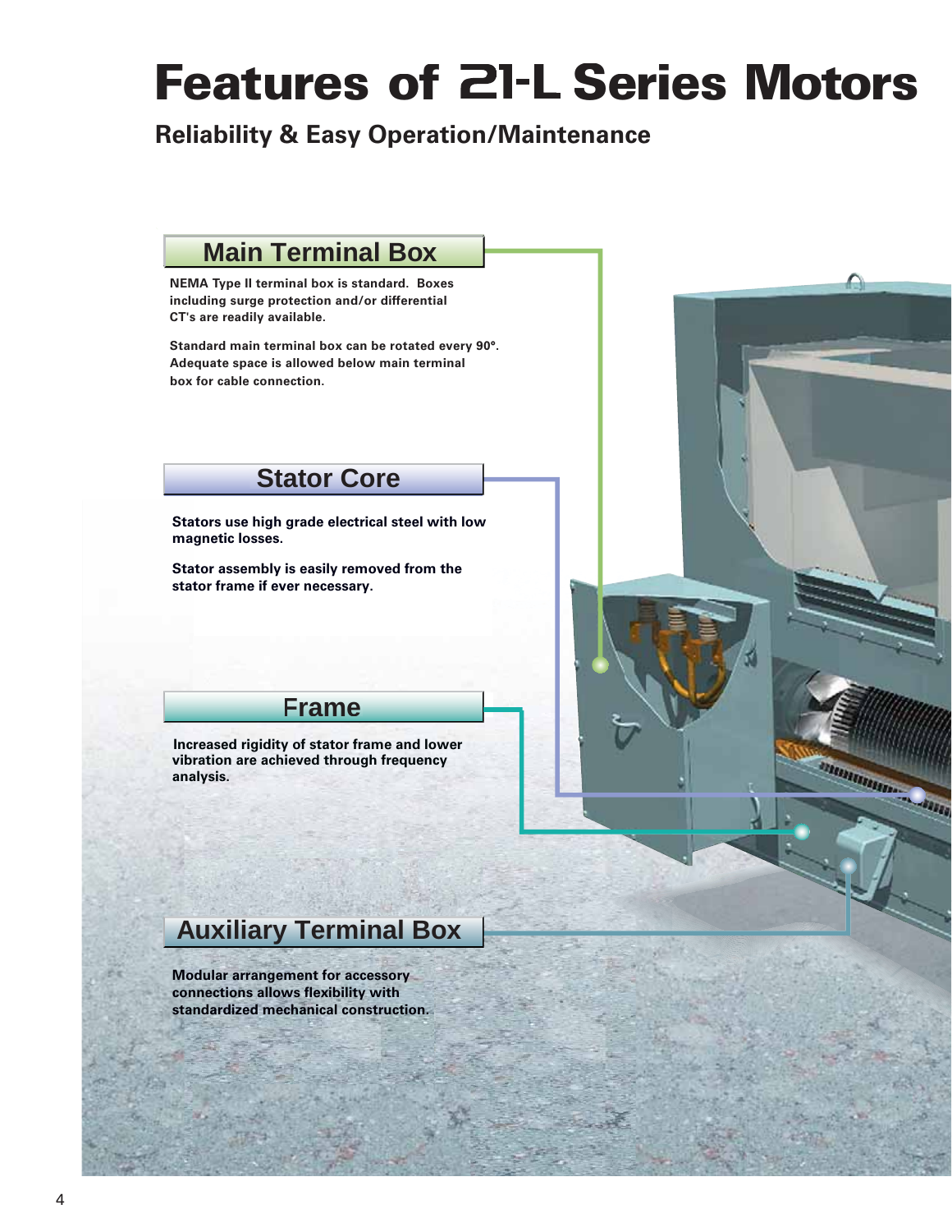# Features of 21-L Series Motors

## Reliability & Easy Operation/Maintenance

### Main Terminal Box

**NEMA Type II terminal box is standard. Boxes including surge protection and/or differential CT's are readily available.**

**Standard main terminal box can be rotated every 90°. Adequate space is allowed below main terminal box for cable connection.**

### Stator Core

**Stators use high grade electrical steel with low magnetic losses.**

**Stator assembly is easily removed from the stator frame if ever necessary.**

### Frame

**Increased rigidity of stator frame and lower vibration are achieved through frequency analysis.**

### Auxiliary Terminal Box

**Modular arrangement for accessory connections allows flexibility with standardized mechanical construction.**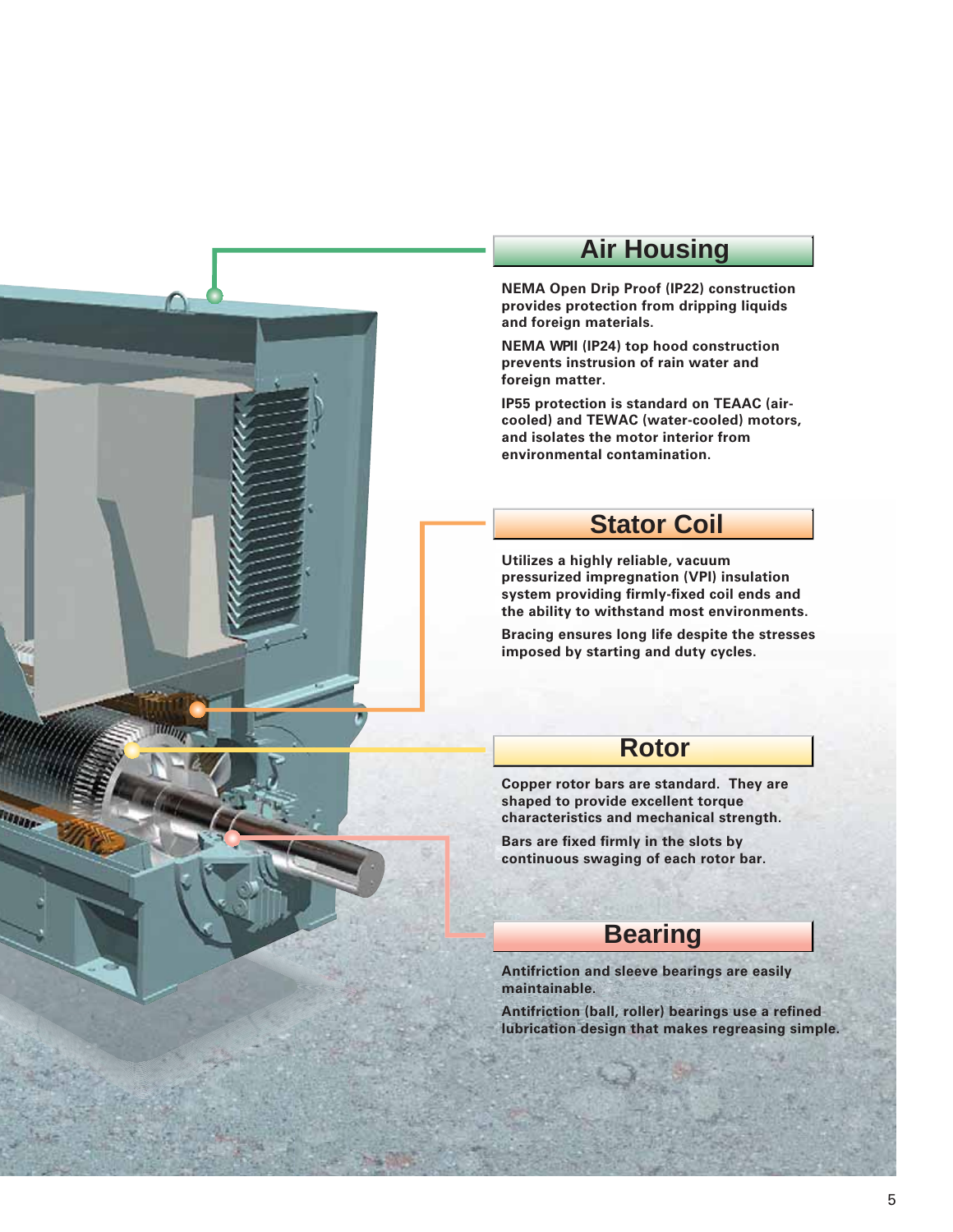## Air Housing

NEMA Open Drip Proof (IP22) construction provides protection from dripping liquids and foreign materials.

NEMA WPII (IP24) top hood construction prevents instrusion of rain water and foreign matter.

IP55 protection is standard on TEAAC (air-cooled) and TEWAC (water-cooled) motors, and isolates the motor interior from environmental contamination.

## Stator Coil

Utilizes a highly reliable, vacuum pressurized impregnation (VPI) insulation system providing firmly-fixed coil ends and the ability to withstand most environments.

Bracing ensures long life despite the stresses imposed by starting and duty cycles.

## Rotor

Copper rotor bars are standard. They are shaped to provide excellent torque characteristics and mechanical strength.

Bars are fixed firmly in the slots by continuous swaging of each rotor bar.

## Bearing

Antifriction and sleeve bearings are easily maintainable.

Antifriction (ball, roller) bearings use a refined lubrication design that makes regreasing simple.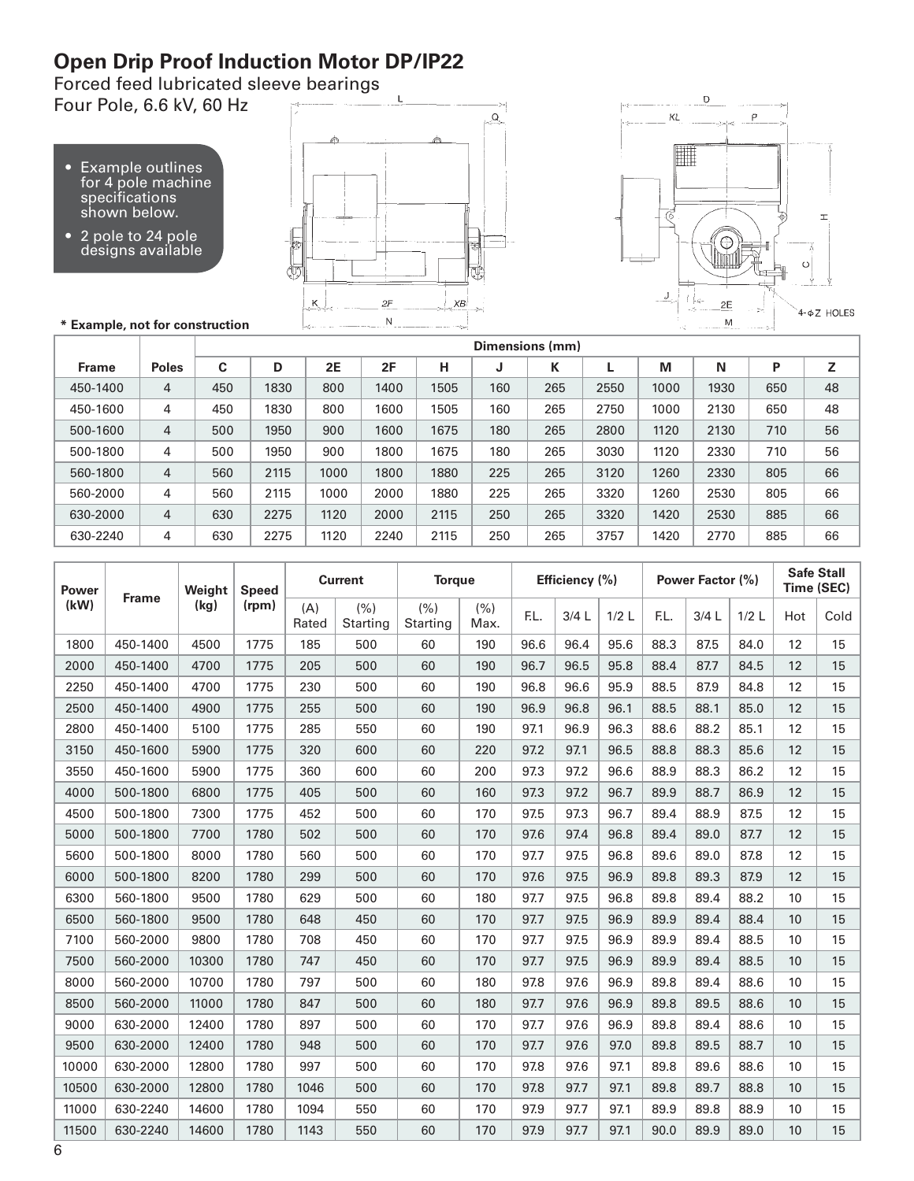# Open Drip Proof Induction Motor DP/IP22

Forced feed lubricated sleeve bearings

Four Pole, 6.6 kV, 60 Hz

- Example outlines for 4 pole machine specifications shown below.
- 2 pole to 24 pole designs available

**\* Example, not for construction**

| Frame | Poles | Dimensions (mm) | | | | | | | | | | | |
|---|---|---|---|---|---|---|---|---|---|---|---|---|---|
| | | C | D | 2E | 2F | H | J | K | L | M | N | P | Z |
| 450-1400 | 4 | 450 | 1830 | 800 | 1400 | 1505 | 160 | 265 | 2550 | 1000 | 1930 | 650 | 48 |
| 450-1600 | 4 | 450 | 1830 | 800 | 1600 | 1505 | 160 | 265 | 2750 | 1000 | 2130 | 650 | 48 |
| 500-1600 | 4 | 500 | 1950 | 900 | 1600 | 1675 | 180 | 265 | 2800 | 1120 | 2130 | 710 | 56 |
| 500-1800 | 4 | 500 | 1950 | 900 | 1800 | 1675 | 180 | 265 | 3030 | 1120 | 2330 | 710 | 56 |
| 560-1800 | 4 | 560 | 2115 | 1000 | 1800 | 1880 | 225 | 265 | 3120 | 1260 | 2330 | 805 | 66 |
| 560-2000 | 4 | 560 | 2115 | 1000 | 2000 | 1880 | 225 | 265 | 3320 | 1260 | 2530 | 805 | 66 |
| 630-2000 | 4 | 630 | 2275 | 1120 | 2000 | 2115 | 250 | 265 | 3320 | 1420 | 2530 | 885 | 66 |
| 630-2240 | 4 | 630 | 2275 | 1120 | 2240 | 2115 | 250 | 265 | 3757 | 1420 | 2770 | 885 | 66 |

| Power (kW) | Frame | Weight (kg) | Speed (rpm) | Current | | Torque | | Efficiency (%) | | | Power Factor (%) | | | Safe Stall Time (SEC) | |
|---|---|---|---|---|---|---|---|---|---|---|---|---|---|---|---|
| | | | | (A) Rated | (%) Starting | (%) Starting | (%) Max. | F.L. | 3/4 L | 1/2 L | F.L. | 3/4 L | 1/2 L | Hot | Cold |
| 1800 | 450-1400 | 4500 | 1775 | 185 | 500 | 60 | 190 | 96.6 | 96.4 | 95.6 | 88.3 | 87.5 | 84.0 | 12 | 15 |
| 2000 | 450-1400 | 4700 | 1775 | 205 | 500 | 60 | 190 | 96.7 | 96.5 | 95.8 | 88.4 | 87.7 | 84.5 | 12 | 15 |
| 2250 | 450-1400 | 4700 | 1775 | 230 | 500 | 60 | 190 | 96.8 | 96.6 | 95.9 | 88.5 | 87.9 | 84.8 | 12 | 15 |
| 2500 | 450-1400 | 4900 | 1775 | 255 | 500 | 60 | 190 | 96.9 | 96.8 | 96.1 | 88.5 | 88.1 | 85.0 | 12 | 15 |
| 2800 | 450-1400 | 5100 | 1775 | 285 | 550 | 60 | 190 | 97.1 | 96.9 | 96.3 | 88.6 | 88.2 | 85.1 | 12 | 15 |
| 3150 | 450-1600 | 5900 | 1775 | 320 | 600 | 60 | 220 | 97.2 | 97.1 | 96.5 | 88.8 | 88.3 | 85.6 | 12 | 15 |
| 3550 | 450-1600 | 5900 | 1775 | 360 | 600 | 60 | 200 | 97.3 | 97.2 | 96.6 | 88.9 | 88.3 | 86.2 | 12 | 15 |
| 4000 | 500-1800 | 6800 | 1775 | 405 | 500 | 60 | 160 | 97.3 | 97.2 | 96.7 | 89.9 | 88.7 | 86.9 | 12 | 15 |
| 4500 | 500-1800 | 7300 | 1775 | 452 | 500 | 60 | 170 | 97.5 | 97.3 | 96.7 | 89.4 | 88.9 | 87.5 | 12 | 15 |
| 5000 | 500-1800 | 7700 | 1780 | 502 | 500 | 60 | 170 | 97.6 | 97.4 | 96.8 | 89.4 | 89.0 | 87.7 | 12 | 15 |
| 5600 | 500-1800 | 8000 | 1780 | 560 | 500 | 60 | 170 | 97.7 | 97.5 | 96.8 | 89.6 | 89.0 | 87.8 | 12 | 15 |
| 6000 | 500-1800 | 8200 | 1780 | 299 | 500 | 60 | 170 | 97.6 | 97.5 | 96.9 | 89.8 | 89.3 | 87.9 | 12 | 15 |
| 6300 | 560-1800 | 9500 | 1780 | 629 | 500 | 60 | 180 | 97.7 | 97.5 | 96.8 | 89.8 | 89.4 | 88.2 | 10 | 15 |
| 6500 | 560-1800 | 9500 | 1780 | 648 | 450 | 60 | 170 | 97.7 | 97.5 | 96.9 | 89.9 | 89.4 | 88.4 | 10 | 15 |
| 7100 | 560-2000 | 9800 | 1780 | 708 | 450 | 60 | 170 | 97.7 | 97.5 | 96.9 | 89.9 | 89.4 | 88.5 | 10 | 15 |
| 7500 | 560-2000 | 10300 | 1780 | 747 | 450 | 60 | 170 | 97.7 | 97.5 | 96.9 | 89.9 | 89.4 | 88.5 | 10 | 15 |
| 8000 | 560-2000 | 10700 | 1780 | 797 | 500 | 60 | 180 | 97.8 | 97.6 | 96.9 | 89.8 | 89.4 | 88.6 | 10 | 15 |
| 8500 | 560-2000 | 11000 | 1780 | 847 | 500 | 60 | 180 | 97.7 | 97.6 | 96.9 | 89.8 | 89.5 | 88.6 | 10 | 15 |
| 9000 | 630-2000 | 12400 | 1780 | 897 | 500 | 60 | 170 | 97.7 | 97.6 | 96.9 | 89.8 | 89.4 | 88.6 | 10 | 15 |
| 9500 | 630-2000 | 12400 | 1780 | 948 | 500 | 60 | 170 | 97.7 | 97.6 | 97.0 | 89.8 | 89.5 | 88.7 | 10 | 15 |
| 10000 | 630-2000 | 12800 | 1780 | 997 | 500 | 60 | 170 | 97.8 | 97.6 | 97.1 | 89.8 | 89.6 | 88.6 | 10 | 15 |
| 10500 | 630-2000 | 12800 | 1780 | 1046 | 500 | 60 | 170 | 97.8 | 97.7 | 97.1 | 89.8 | 89.7 | 88.8 | 10 | 15 |
| 11000 | 630-2240 | 14600 | 1780 | 1094 | 550 | 60 | 170 | 97.9 | 97.7 | 97.1 | 89.9 | 89.8 | 88.9 | 10 | 15 |
| 11500 | 630-2240 | 14600 | 1780 | 1143 | 550 | 60 | 170 | 97.9 | 97.7 | 97.1 | 90.0 | 89.9 | 89.0 | 10 | 15 |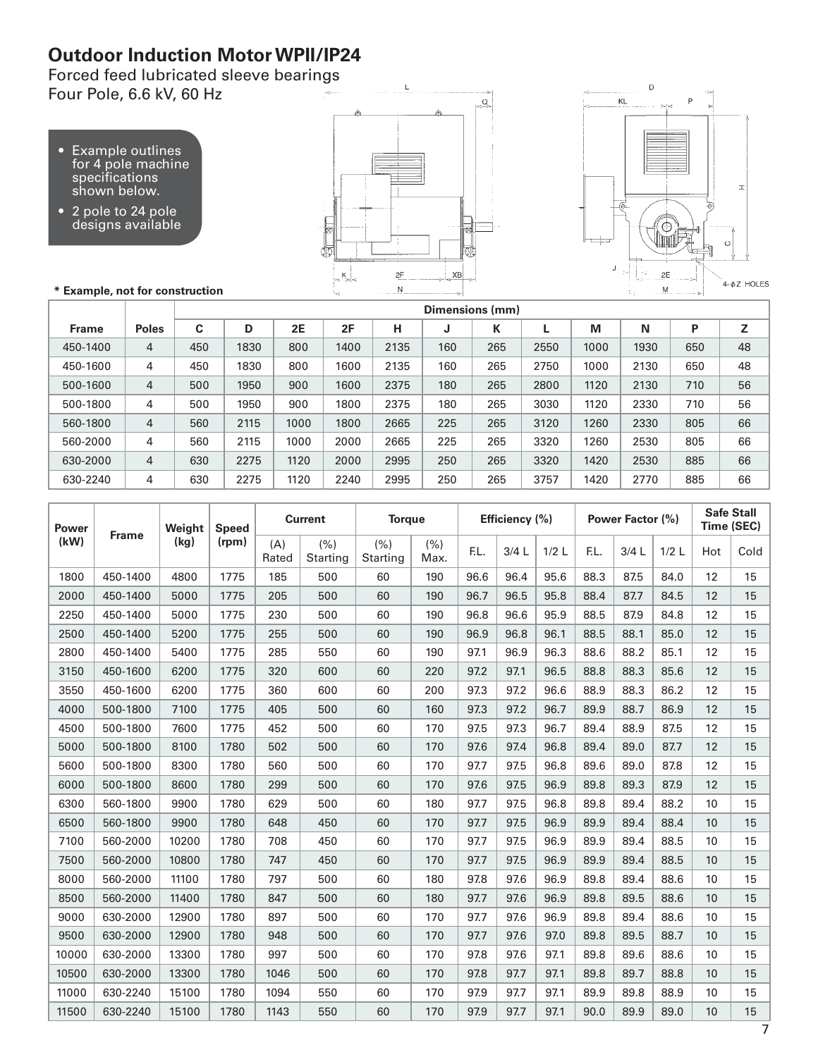# Outdoor Induction Motor WPII/IP24

Forced feed lubricated sleeve bearings
Four Pole, 6.6 kV, 60 Hz

- Example outlines for 4 pole machine specifications shown below.
- 2 pole to 24 pole designs available

**\* Example, not for construction**

| Frame | Poles | Dimensions (mm) | | | | | | | | | | | |
|---|---|---|---|---|---|---|---|---|---|---|---|---|---|
| | | C | D | 2E | 2F | H | J | K | L | M | N | P | Z |
| 450-1400 | 4 | 450 | 1830 | 800 | 1400 | 2135 | 160 | 265 | 2550 | 1000 | 1930 | 650 | 48 |
| 450-1600 | 4 | 450 | 1830 | 800 | 1600 | 2135 | 160 | 265 | 2750 | 1000 | 2130 | 650 | 48 |
| 500-1600 | 4 | 500 | 1950 | 900 | 1600 | 2375 | 180 | 265 | 2800 | 1120 | 2130 | 710 | 56 |
| 500-1800 | 4 | 500 | 1950 | 900 | 1800 | 2375 | 180 | 265 | 3030 | 1120 | 2330 | 710 | 56 |
| 560-1800 | 4 | 560 | 2115 | 1000 | 1800 | 2665 | 225 | 265 | 3120 | 1260 | 2330 | 805 | 66 |
| 560-2000 | 4 | 560 | 2115 | 1000 | 2000 | 2665 | 225 | 265 | 3320 | 1260 | 2530 | 805 | 66 |
| 630-2000 | 4 | 630 | 2275 | 1120 | 2000 | 2995 | 250 | 265 | 3320 | 1420 | 2530 | 885 | 66 |
| 630-2240 | 4 | 630 | 2275 | 1120 | 2240 | 2995 | 250 | 265 | 3757 | 1420 | 2770 | 885 | 66 |

| Power (kW) | Frame | Weight (kg) | Speed (rpm) | Current | | Torque | | Efficiency (%) | | | Power Factor (%) | | | Safe Stall Time (SEC) | |
|---|---|---|---|---|---|---|---|---|---|---|---|---|---|---|---|
| | | | | (A) Rated | (%) Starting | (%) Starting | (%) Max. | F.L. | 3/4 L | 1/2 L | F.L. | 3/4 L | 1/2 L | Hot | Cold |
| 1800 | 450-1400 | 4800 | 1775 | 185 | 500 | 60 | 190 | 96.6 | 96.4 | 95.6 | 88.3 | 87.5 | 84.0 | 12 | 15 |
| 2000 | 450-1400 | 5000 | 1775 | 205 | 500 | 60 | 190 | 96.7 | 96.5 | 95.8 | 88.4 | 87.7 | 84.5 | 12 | 15 |
| 2250 | 450-1400 | 5000 | 1775 | 230 | 500 | 60 | 190 | 96.8 | 96.6 | 95.9 | 88.5 | 87.9 | 84.8 | 12 | 15 |
| 2500 | 450-1400 | 5200 | 1775 | 255 | 500 | 60 | 190 | 96.9 | 96.8 | 96.1 | 88.5 | 88.1 | 85.0 | 12 | 15 |
| 2800 | 450-1400 | 5400 | 1775 | 285 | 550 | 60 | 190 | 97.1 | 96.9 | 96.3 | 88.6 | 88.2 | 85.1 | 12 | 15 |
| 3150 | 450-1600 | 6200 | 1775 | 320 | 600 | 60 | 220 | 97.2 | 97.1 | 96.5 | 88.8 | 88.3 | 85.6 | 12 | 15 |
| 3550 | 450-1600 | 6200 | 1775 | 360 | 600 | 60 | 200 | 97.3 | 97.2 | 96.6 | 88.9 | 88.3 | 86.2 | 12 | 15 |
| 4000 | 500-1800 | 7100 | 1775 | 405 | 500 | 60 | 160 | 97.3 | 97.2 | 96.7 | 89.9 | 88.7 | 86.9 | 12 | 15 |
| 4500 | 500-1800 | 7600 | 1775 | 452 | 500 | 60 | 170 | 97.5 | 97.3 | 96.7 | 89.4 | 88.9 | 87.5 | 12 | 15 |
| 5000 | 500-1800 | 8100 | 1780 | 502 | 500 | 60 | 170 | 97.6 | 97.4 | 96.8 | 89.4 | 89.0 | 87.7 | 12 | 15 |
| 5600 | 500-1800 | 8300 | 1780 | 560 | 500 | 60 | 170 | 97.7 | 97.5 | 96.8 | 89.6 | 89.0 | 87.8 | 12 | 15 |
| 6000 | 500-1800 | 8600 | 1780 | 299 | 500 | 60 | 170 | 97.6 | 97.5 | 96.9 | 89.8 | 89.3 | 87.9 | 12 | 15 |
| 6300 | 560-1800 | 9900 | 1780 | 629 | 500 | 60 | 180 | 97.7 | 97.5 | 96.8 | 89.8 | 89.4 | 88.2 | 10 | 15 |
| 6500 | 560-1800 | 9900 | 1780 | 648 | 450 | 60 | 170 | 97.7 | 97.5 | 96.9 | 89.9 | 89.4 | 88.4 | 10 | 15 |
| 7100 | 560-2000 | 10200 | 1780 | 708 | 450 | 60 | 170 | 97.7 | 97.5 | 96.9 | 89.9 | 89.4 | 88.5 | 10 | 15 |
| 7500 | 560-2000 | 10800 | 1780 | 747 | 450 | 60 | 170 | 97.7 | 97.5 | 96.9 | 89.9 | 89.4 | 88.5 | 10 | 15 |
| 8000 | 560-2000 | 11100 | 1780 | 797 | 500 | 60 | 180 | 97.8 | 97.6 | 96.9 | 89.8 | 89.4 | 88.6 | 10 | 15 |
| 8500 | 560-2000 | 11400 | 1780 | 847 | 500 | 60 | 180 | 97.7 | 97.6 | 96.9 | 89.8 | 89.5 | 88.6 | 10 | 15 |
| 9000 | 630-2000 | 12900 | 1780 | 897 | 500 | 60 | 170 | 97.7 | 97.6 | 96.9 | 89.8 | 89.4 | 88.6 | 10 | 15 |
| 9500 | 630-2000 | 12900 | 1780 | 948 | 500 | 60 | 170 | 97.7 | 97.6 | 97.0 | 89.8 | 89.5 | 88.7 | 10 | 15 |
| 10000 | 630-2000 | 13300 | 1780 | 997 | 500 | 60 | 170 | 97.8 | 97.6 | 97.1 | 89.8 | 89.6 | 88.6 | 10 | 15 |
| 10500 | 630-2000 | 13300 | 1780 | 1046 | 500 | 60 | 170 | 97.8 | 97.7 | 97.1 | 89.8 | 89.7 | 88.8 | 10 | 15 |
| 11000 | 630-2240 | 15100 | 1780 | 1094 | 550 | 60 | 170 | 97.9 | 97.7 | 97.1 | 89.9 | 89.8 | 88.9 | 10 | 15 |
| 11500 | 630-2240 | 15100 | 1780 | 1143 | 550 | 60 | 170 | 97.9 | 97.7 | 97.1 | 90.0 | 89.9 | 89.0 | 10 | 15 |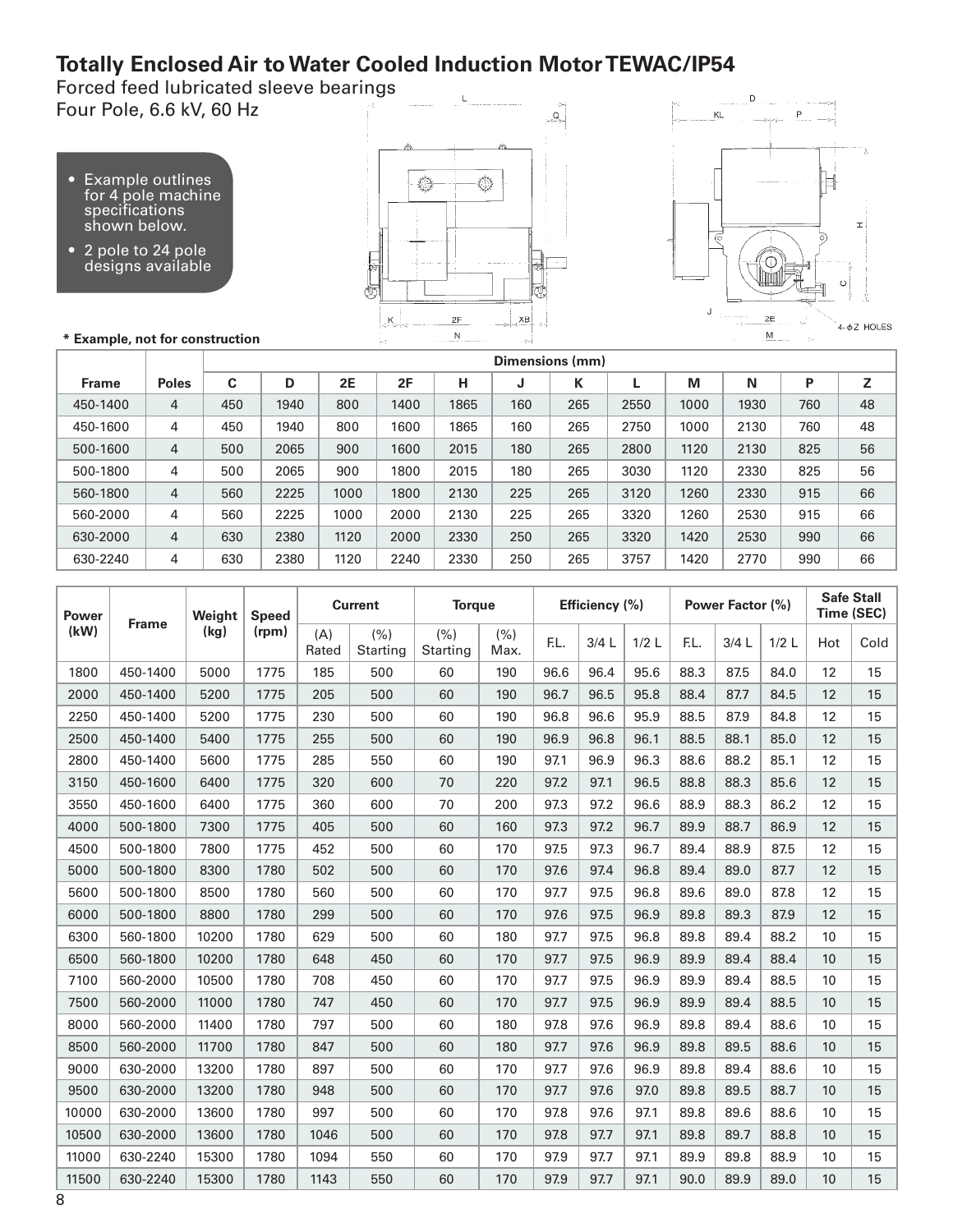# Totally Enclosed Air to Water Cooled Induction Motor TEWAC/IP54

Forced feed lubricated sleeve bearings
Four Pole, 6.6 kV, 60 Hz

- Example outlines for 4 pole machine specifications shown below.
- 2 pole to 24 pole designs available

**\* Example, not for construction**

| Frame | Poles | Dimensions (mm) | | | | | | | | | | | |
|---|---|---|---|---|---|---|---|---|---|---|---|---|---|
| | | C | D | 2E | 2F | H | J | K | L | M | N | P | Z |
| 450-1400 | 4 | 450 | 1940 | 800 | 1400 | 1865 | 160 | 265 | 2550 | 1000 | 1930 | 760 | 48 |
| 450-1600 | 4 | 450 | 1940 | 800 | 1600 | 1865 | 160 | 265 | 2750 | 1000 | 2130 | 760 | 48 |
| 500-1600 | 4 | 500 | 2065 | 900 | 1600 | 2015 | 180 | 265 | 2800 | 1120 | 2130 | 825 | 56 |
| 500-1800 | 4 | 500 | 2065 | 900 | 1800 | 2015 | 180 | 265 | 3030 | 1120 | 2330 | 825 | 56 |
| 560-1800 | 4 | 560 | 2225 | 1000 | 1800 | 2130 | 225 | 265 | 3120 | 1260 | 2330 | 915 | 66 |
| 560-2000 | 4 | 560 | 2225 | 1000 | 2000 | 2130 | 225 | 265 | 3320 | 1260 | 2530 | 915 | 66 |
| 630-2000 | 4 | 630 | 2380 | 1120 | 2000 | 2330 | 250 | 265 | 3320 | 1420 | 2530 | 990 | 66 |
| 630-2240 | 4 | 630 | 2380 | 1120 | 2240 | 2330 | 250 | 265 | 3757 | 1420 | 2770 | 990 | 66 |

| Power (kW) | Frame | Weight (kg) | Speed (rpm) | Current | | Torque | | Efficiency (%) | | | Power Factor (%) | | | Safe Stall Time (SEC) | |
|---|---|---|---|---|---|---|---|---|---|---|---|---|---|---|---|
| | | | | (A) Rated | (%) Starting | (%) Starting | (%) Max. | F.L. | 3/4 L | 1/2 L | F.L. | 3/4 L | 1/2 L | Hot | Cold |
| 1800 | 450-1400 | 5000 | 1775 | 185 | 500 | 60 | 190 | 96.6 | 96.4 | 95.6 | 88.3 | 87.5 | 84.0 | 12 | 15 |
| 2000 | 450-1400 | 5200 | 1775 | 205 | 500 | 60 | 190 | 96.7 | 96.5 | 95.8 | 88.4 | 87.7 | 84.5 | 12 | 15 |
| 2250 | 450-1400 | 5200 | 1775 | 230 | 500 | 60 | 190 | 96.8 | 96.6 | 95.9 | 88.5 | 87.9 | 84.8 | 12 | 15 |
| 2500 | 450-1400 | 5400 | 1775 | 255 | 500 | 60 | 190 | 96.9 | 96.8 | 96.1 | 88.5 | 88.1 | 85.0 | 12 | 15 |
| 2800 | 450-1400 | 5600 | 1775 | 285 | 550 | 60 | 190 | 97.1 | 96.9 | 96.3 | 88.6 | 88.2 | 85.1 | 12 | 15 |
| 3150 | 450-1600 | 6400 | 1775 | 320 | 600 | 70 | 220 | 97.2 | 97.1 | 96.5 | 88.8 | 88.3 | 85.6 | 12 | 15 |
| 3550 | 450-1600 | 6400 | 1775 | 360 | 600 | 70 | 200 | 97.3 | 97.2 | 96.6 | 88.9 | 88.3 | 86.2 | 12 | 15 |
| 4000 | 500-1800 | 7300 | 1775 | 405 | 500 | 60 | 160 | 97.3 | 97.2 | 96.7 | 89.9 | 88.7 | 86.9 | 12 | 15 |
| 4500 | 500-1800 | 7800 | 1775 | 452 | 500 | 60 | 170 | 97.5 | 97.3 | 96.7 | 89.4 | 88.9 | 87.5 | 12 | 15 |
| 5000 | 500-1800 | 8300 | 1780 | 502 | 500 | 60 | 170 | 97.6 | 97.4 | 96.8 | 89.4 | 89.0 | 87.7 | 12 | 15 |
| 5600 | 500-1800 | 8500 | 1780 | 560 | 500 | 60 | 170 | 97.7 | 97.5 | 96.8 | 89.6 | 89.0 | 87.8 | 12 | 15 |
| 6000 | 500-1800 | 8800 | 1780 | 299 | 500 | 60 | 170 | 97.6 | 97.5 | 96.9 | 89.8 | 89.3 | 87.9 | 12 | 15 |
| 6300 | 560-1800 | 10200 | 1780 | 629 | 500 | 60 | 180 | 97.7 | 97.5 | 96.8 | 89.8 | 89.4 | 88.2 | 10 | 15 |
| 6500 | 560-1800 | 10200 | 1780 | 648 | 450 | 60 | 170 | 97.7 | 97.5 | 96.9 | 89.9 | 89.4 | 88.4 | 10 | 15 |
| 7100 | 560-2000 | 10500 | 1780 | 708 | 450 | 60 | 170 | 97.7 | 97.5 | 96.9 | 89.9 | 89.4 | 88.5 | 10 | 15 |
| 7500 | 560-2000 | 11000 | 1780 | 747 | 450 | 60 | 170 | 97.7 | 97.5 | 96.9 | 89.9 | 89.4 | 88.5 | 10 | 15 |
| 8000 | 560-2000 | 11400 | 1780 | 797 | 500 | 60 | 180 | 97.8 | 97.6 | 96.9 | 89.8 | 89.4 | 88.6 | 10 | 15 |
| 8500 | 560-2000 | 11700 | 1780 | 847 | 500 | 60 | 180 | 97.7 | 97.6 | 96.9 | 89.8 | 89.5 | 88.6 | 10 | 15 |
| 9000 | 630-2000 | 13200 | 1780 | 897 | 500 | 60 | 170 | 97.7 | 97.6 | 96.9 | 89.8 | 89.4 | 88.6 | 10 | 15 |
| 9500 | 630-2000 | 13200 | 1780 | 948 | 500 | 60 | 170 | 97.7 | 97.6 | 97.0 | 89.8 | 89.5 | 88.7 | 10 | 15 |
| 10000 | 630-2000 | 13600 | 1780 | 997 | 500 | 60 | 170 | 97.8 | 97.6 | 97.1 | 89.8 | 89.6 | 88.6 | 10 | 15 |
| 10500 | 630-2000 | 13600 | 1780 | 1046 | 500 | 60 | 170 | 97.8 | 97.7 | 97.1 | 89.8 | 89.7 | 88.8 | 10 | 15 |
| 11000 | 630-2240 | 15300 | 1780 | 1094 | 550 | 60 | 170 | 97.9 | 97.7 | 97.1 | 89.9 | 89.8 | 88.9 | 10 | 15 |
| 11500 | 630-2240 | 15300 | 1780 | 1143 | 550 | 60 | 170 | 97.9 | 97.7 | 97.1 | 90.0 | 89.9 | 89.0 | 10 | 15 |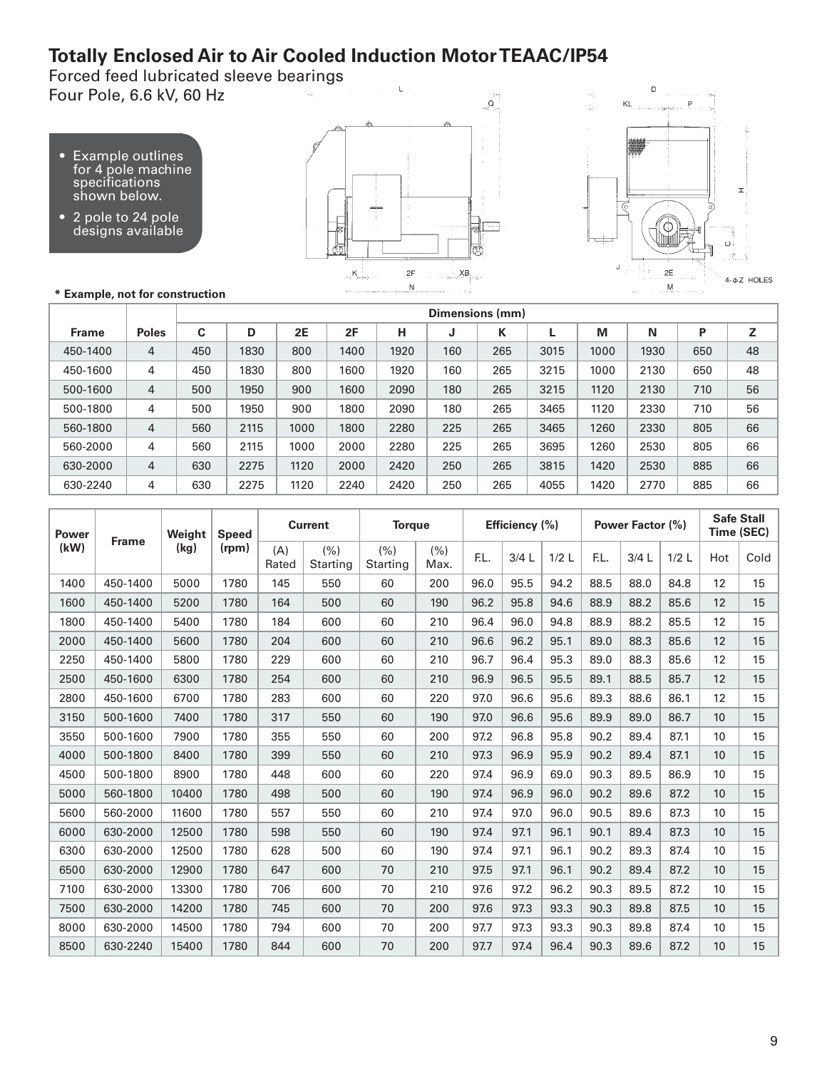# Totally Enclosed Air to Air Cooled Induction Motor TEAAC/IP54

Forced feed lubricated sleeve bearings
Four Pole, 6.6 kV, 60 Hz

- Example outlines for 4 pole machine specifications shown below.
- 2 pole to 24 pole designs available

**\* Example, not for construction**

| Frame | Poles | Dimensions (mm) | | | | | | | | | | | |
|---|---|---|---|---|---|---|---|---|---|---|---|---|---|
| | | C | D | 2E | 2F | H | J | K | L | M | N | P | Z |
| 450-1400 | 4 | 450 | 1830 | 800 | 1400 | 1920 | 160 | 265 | 3015 | 1000 | 1930 | 650 | 48 |
| 450-1600 | 4 | 450 | 1830 | 800 | 1600 | 1920 | 160 | 265 | 3215 | 1000 | 2130 | 650 | 48 |
| 500-1600 | 4 | 500 | 1950 | 900 | 1600 | 2090 | 180 | 265 | 3215 | 1120 | 2130 | 710 | 56 |
| 500-1800 | 4 | 500 | 1950 | 900 | 1800 | 2090 | 180 | 265 | 3465 | 1120 | 2330 | 710 | 56 |
| 560-1800 | 4 | 560 | 2115 | 1000 | 1800 | 2280 | 225 | 265 | 3465 | 1260 | 2330 | 805 | 66 |
| 560-2000 | 4 | 560 | 2115 | 1000 | 2000 | 2280 | 225 | 265 | 3695 | 1260 | 2530 | 805 | 66 |
| 630-2000 | 4 | 630 | 2275 | 1120 | 2000 | 2420 | 250 | 265 | 3815 | 1420 | 2530 | 885 | 66 |
| 630-2240 | 4 | 630 | 2275 | 1120 | 2240 | 2420 | 250 | 265 | 4055 | 1420 | 2770 | 885 | 66 |

| Power (kW) | Frame | Weight (kg) | Speed (rpm) | Current | | Torque | | Efficiency (%) | | | Power Factor (%) | | | Safe Stall Time (SEC) | |
|---|---|---|---|---|---|---|---|---|---|---|---|---|---|---|---|
| | | | | (A) Rated | (%) Starting | (%) Starting | (%) Max. | F.L. | 3/4 L | 1/2 L | F.L. | 3/4 L | 1/2 L | Hot | Cold |
| 1400 | 450-1400 | 5000 | 1780 | 145 | 550 | 60 | 200 | 96.0 | 95.5 | 94.2 | 88.5 | 88.0 | 84.8 | 12 | 15 |
| 1600 | 450-1400 | 5200 | 1780 | 164 | 500 | 60 | 190 | 96.2 | 95.8 | 94.6 | 88.9 | 88.2 | 85.6 | 12 | 15 |
| 1800 | 450-1400 | 5400 | 1780 | 184 | 600 | 60 | 210 | 96.4 | 96.0 | 94.8 | 88.9 | 88.2 | 85.5 | 12 | 15 |
| 2000 | 450-1400 | 5600 | 1780 | 204 | 600 | 60 | 210 | 96.6 | 96.2 | 95.1 | 89.0 | 88.3 | 85.6 | 12 | 15 |
| 2250 | 450-1400 | 5800 | 1780 | 229 | 600 | 60 | 210 | 96.7 | 96.4 | 95.3 | 89.0 | 88.3 | 85.6 | 12 | 15 |
| 2500 | 450-1600 | 6300 | 1780 | 254 | 600 | 60 | 210 | 96.9 | 96.5 | 95.5 | 89.1 | 88.5 | 85.7 | 12 | 15 |
| 2800 | 450-1600 | 6700 | 1780 | 283 | 600 | 60 | 220 | 97.0 | 96.6 | 95.6 | 89.3 | 88.6 | 86.1 | 12 | 15 |
| 3150 | 500-1600 | 7400 | 1780 | 317 | 550 | 60 | 190 | 97.0 | 96.6 | 95.6 | 89.9 | 89.0 | 86.7 | 10 | 15 |
| 3550 | 500-1600 | 7900 | 1780 | 355 | 550 | 60 | 200 | 97.2 | 96.8 | 95.8 | 90.2 | 89.4 | 87.1 | 10 | 15 |
| 4000 | 500-1800 | 8400 | 1780 | 399 | 550 | 60 | 210 | 97.3 | 96.9 | 95.9 | 90.2 | 89.4 | 87.1 | 10 | 15 |
| 4500 | 500-1800 | 8900 | 1780 | 448 | 600 | 60 | 220 | 97.4 | 96.9 | 69.0 | 90.3 | 89.5 | 86.9 | 10 | 15 |
| 5000 | 560-1800 | 10400 | 1780 | 498 | 500 | 60 | 190 | 97.4 | 96.9 | 96.0 | 90.2 | 89.6 | 87.2 | 10 | 15 |
| 5600 | 560-2000 | 11600 | 1780 | 557 | 550 | 60 | 210 | 97.4 | 97.0 | 96.0 | 90.5 | 89.6 | 87.3 | 10 | 15 |
| 6000 | 630-2000 | 12500 | 1780 | 598 | 550 | 60 | 190 | 97.4 | 97.1 | 96.1 | 90.1 | 89.4 | 87.3 | 10 | 15 |
| 6300 | 630-2000 | 12500 | 1780 | 628 | 500 | 60 | 190 | 97.4 | 97.1 | 96.1 | 90.2 | 89.3 | 87.4 | 10 | 15 |
| 6500 | 630-2000 | 12900 | 1780 | 647 | 600 | 70 | 210 | 97.5 | 97.1 | 96.1 | 90.2 | 89.4 | 87.2 | 10 | 15 |
| 7100 | 630-2000 | 13300 | 1780 | 706 | 600 | 70 | 210 | 97.6 | 97.2 | 96.2 | 90.3 | 89.5 | 87.2 | 10 | 15 |
| 7500 | 630-2000 | 14200 | 1780 | 745 | 600 | 70 | 200 | 97.6 | 97.3 | 93.3 | 90.3 | 89.8 | 87.5 | 10 | 15 |
| 8000 | 630-2000 | 14500 | 1780 | 794 | 600 | 70 | 200 | 97.7 | 97.3 | 93.3 | 90.3 | 89.8 | 87.4 | 10 | 15 |
| 8500 | 630-2240 | 15400 | 1780 | 844 | 600 | 70 | 200 | 97.7 | 97.4 | 96.4 | 90.3 | 89.6 | 87.2 | 10 | 15 |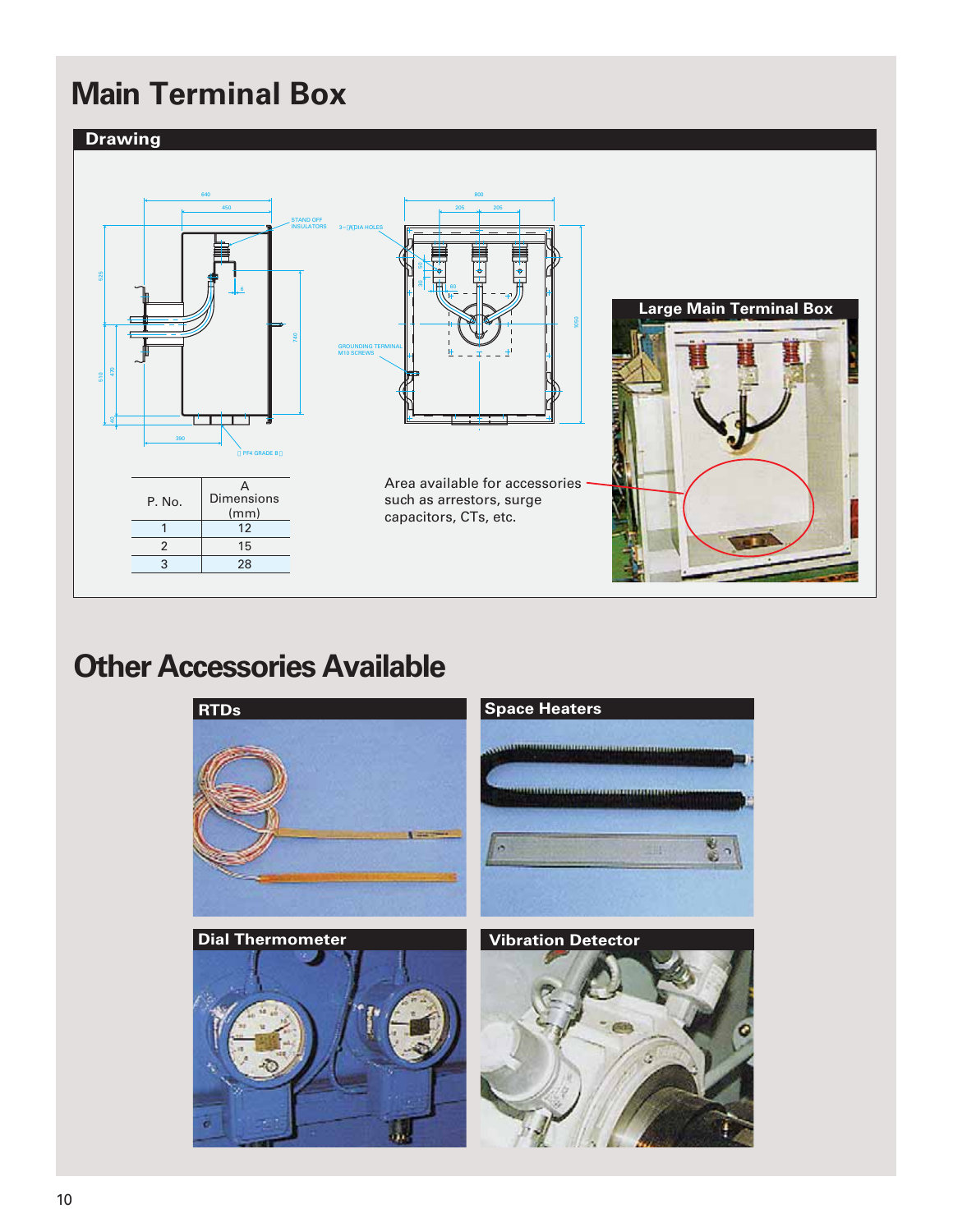# Main Terminal Box

## Drawing

| P. No. | A Dimensions (mm) |
|---|---|
| 1 | 12 |
| 2 | 15 |
| 3 | 28 |

Area available for accessories such as arrestors, surge capacitors, CTs, etc.

**Large Main Terminal Box**

# Other Accessories Available

**RTDs**

**Space Heaters**

**Dial Thermometer**

**Vibration Detector**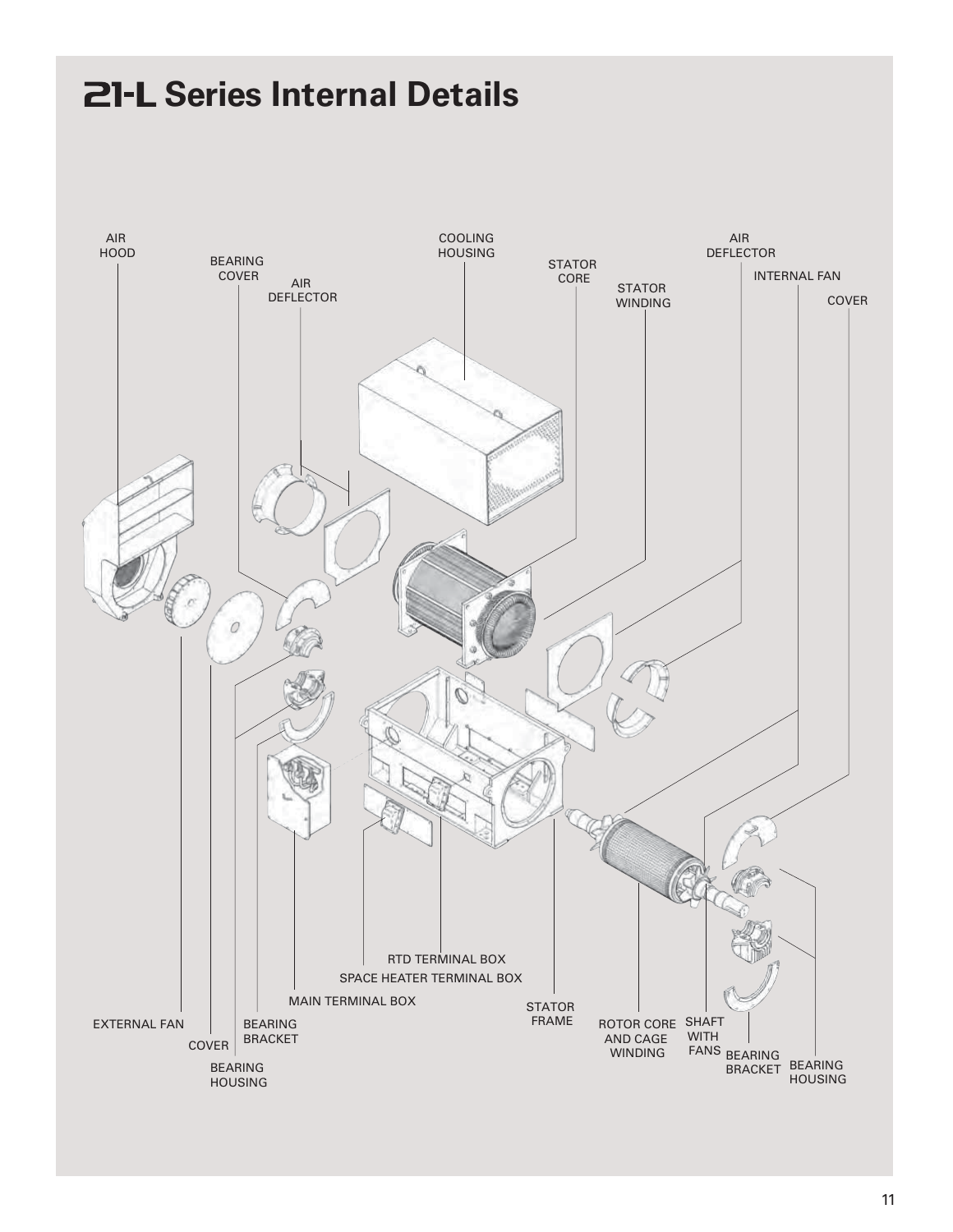# 21-L Series Internal Details

AIR HOOD

BEARING COVER

AIR DEFLECTOR

COOLING HOUSING

STATOR CORE

STATOR WINDING

AIR DEFLECTOR

INTERNAL FAN

COVER

RTD TERMINAL BOX

SPACE HEATER TERMINAL BOX

MAIN TERMINAL BOX

STATOR FRAME

EXTERNAL FAN

COVER

BEARING BRACKET

BEARING HOUSING

ROTOR CORE AND CAGE WINDING

SHAFT WITH FANS

BEARING BRACKET

BEARING HOUSING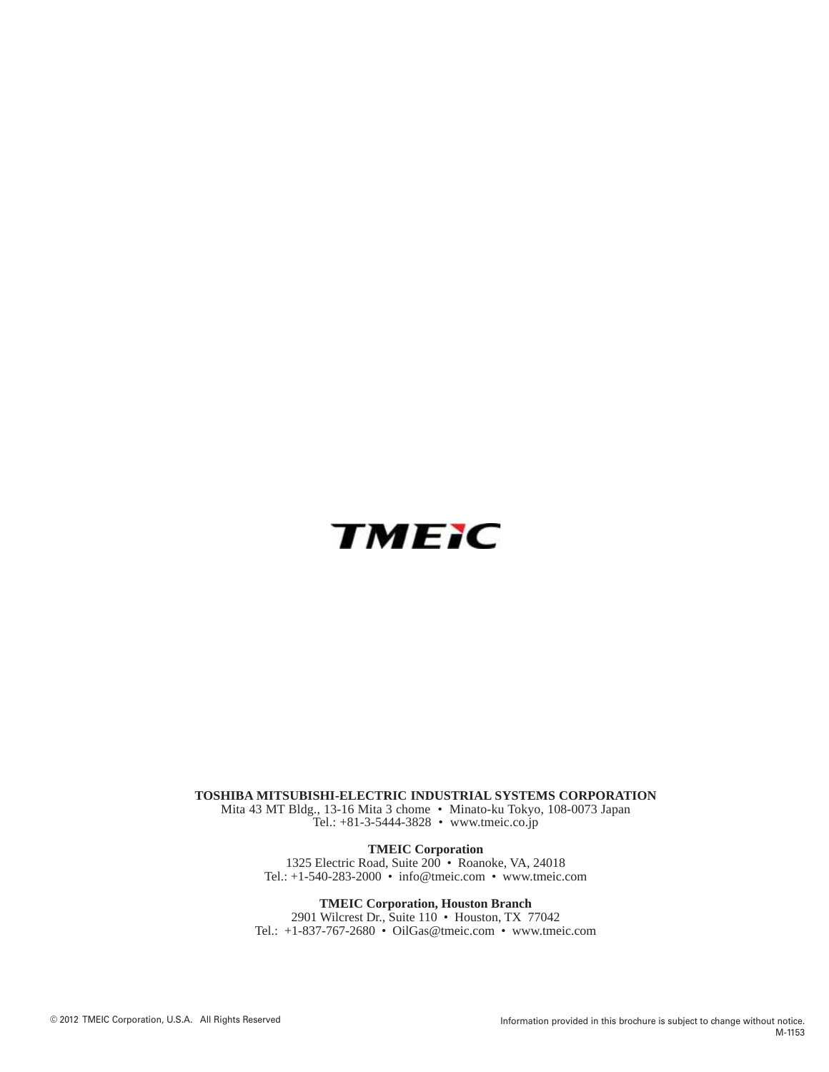TMEIC

**TOSHIBA MITSUBISHI-ELECTRIC INDUSTRIAL SYSTEMS CORPORATION**
Mita 43 MT Bldg., 13-16 Mita 3 chome • Minato-ku Tokyo, 108-0073 Japan
Tel.: +81-3-5444-3828 • www.tmeic.co.jp

**TMEIC Corporation**
1325 Electric Road, Suite 200 • Roanoke, VA, 24018
Tel.: +1-540-283-2000 • info@tmeic.com • www.tmeic.com

**TMEIC Corporation, Houston Branch**
2901 Wilcrest Dr., Suite 110 • Houston, TX 77042
Tel.: +1-837-767-2680 • OilGas@tmeic.com • www.tmeic.com

© 2012 TMEIC Corporation, U.S.A. All Rights Reserved

Information provided in this brochure is subject to change without notice.
M-1153